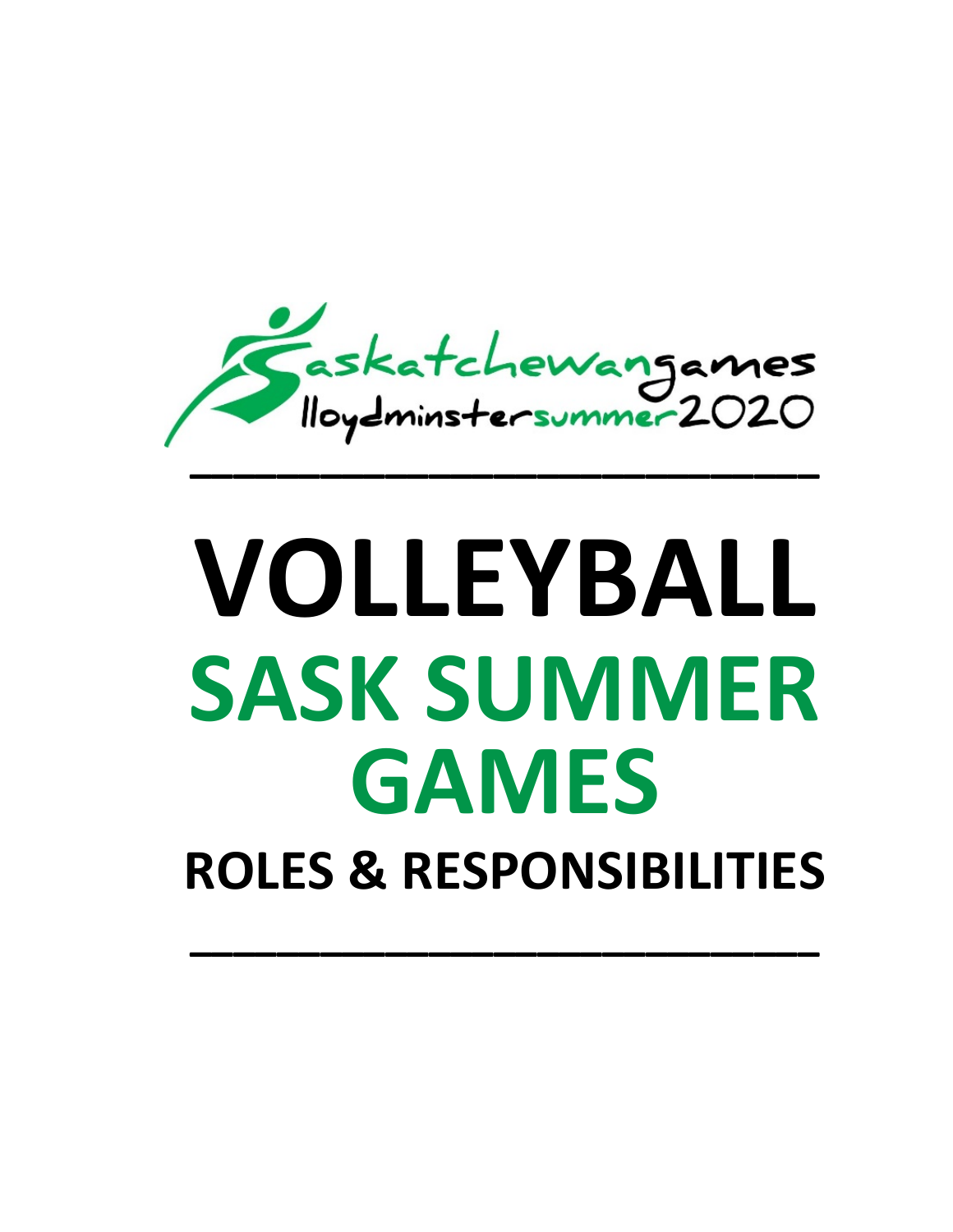saskatchewangames lloydminstersummer2020

# VOLLEYBALL

# SASK SUMMER GAMES

## ROLES & RESPONSIBILITIES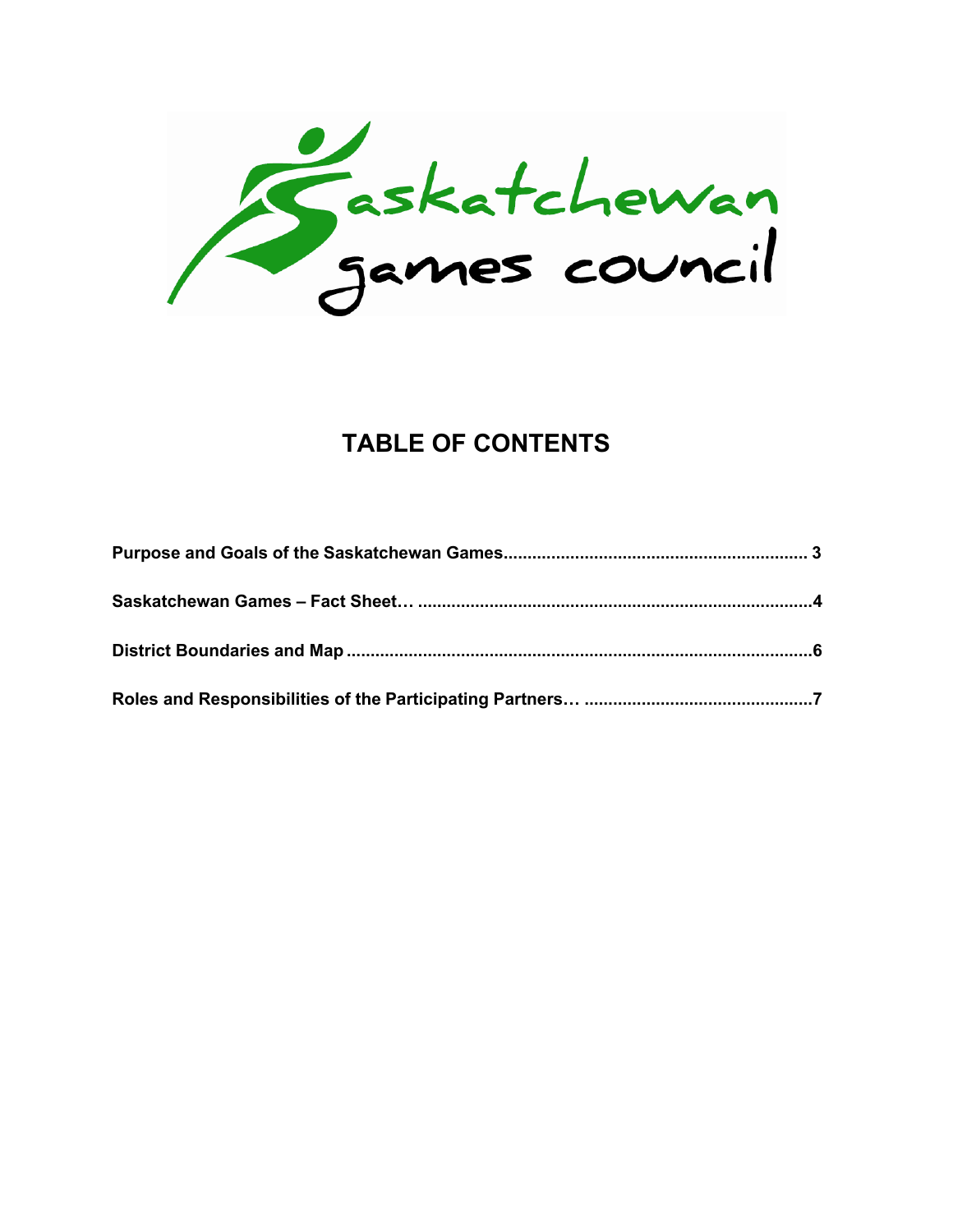# TABLE OF CONTENTS

**Purpose and Goals of the Saskatchewan Games.............................................................. 3**

**Saskatchewan Games – Fact Sheet… .................................................................................4**

**District Boundaries and Map ................................................................................................6**

**Roles and Responsibilities of the Participating Partners… ...............................................7**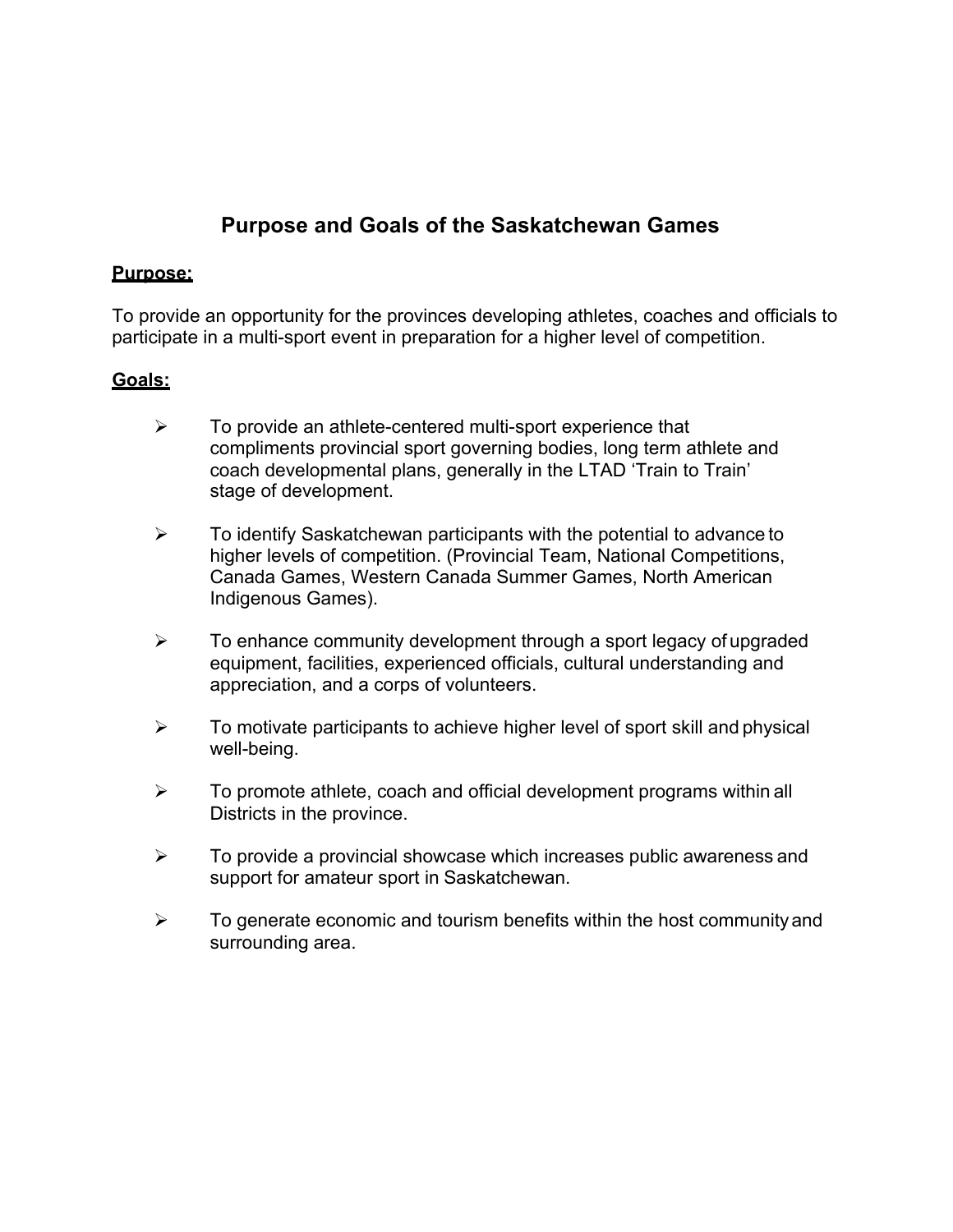# Purpose and Goals of the Saskatchewan Games

**Purpose:**

To provide an opportunity for the provinces developing athletes, coaches and officials to participate in a multi-sport event in preparation for a higher level of competition.

**Goals:**

- To provide an athlete-centered multi-sport experience that compliments provincial sport governing bodies, long term athlete and coach developmental plans, generally in the LTAD 'Train to Train' stage of development.
- To identify Saskatchewan participants with the potential to advance to higher levels of competition. (Provincial Team, National Competitions, Canada Games, Western Canada Summer Games, North American Indigenous Games).
- To enhance community development through a sport legacy of upgraded equipment, facilities, experienced officials, cultural understanding and appreciation, and a corps of volunteers.
- To motivate participants to achieve higher level of sport skill and physical well-being.
- To promote athlete, coach and official development programs within all Districts in the province.
- To provide a provincial showcase which increases public awareness and support for amateur sport in Saskatchewan.
- To generate economic and tourism benefits within the host community and surrounding area.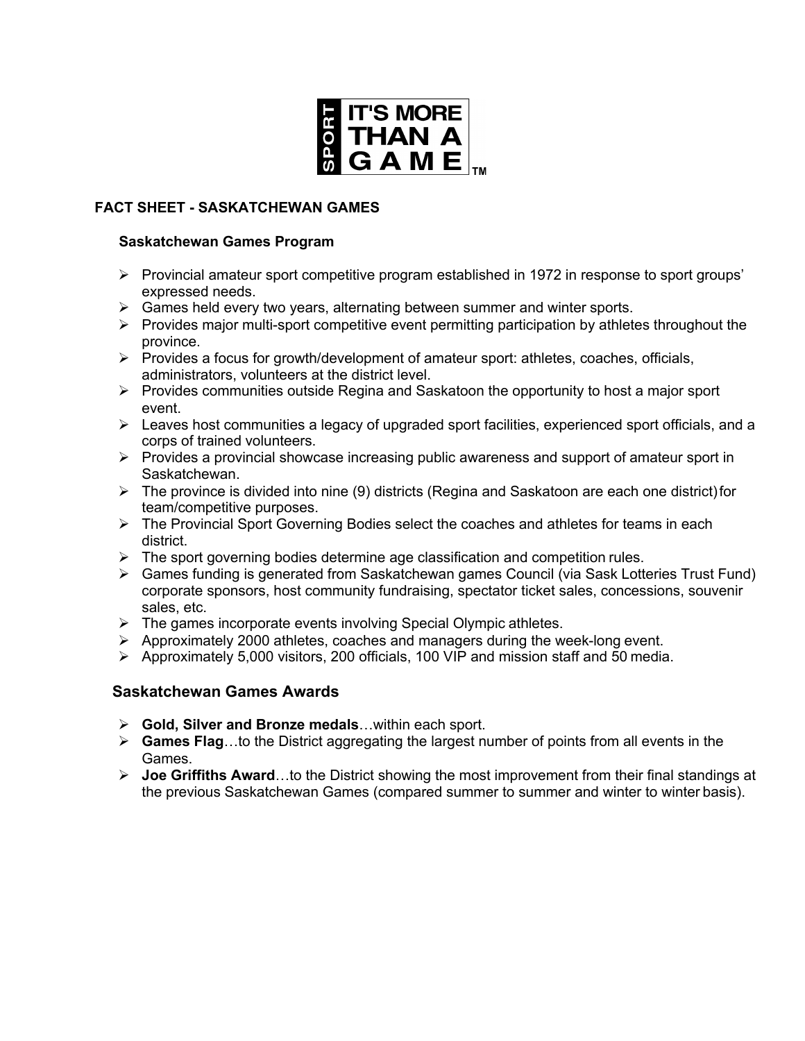SPORT IT'S MORE THAN A GAME™

## FACT SHEET - SASKATCHEWAN GAMES

### Saskatchewan Games Program

- Provincial amateur sport competitive program established in 1972 in response to sport groups' expressed needs.
- Games held every two years, alternating between summer and winter sports.
- Provides major multi-sport competitive event permitting participation by athletes throughout the province.
- Provides a focus for growth/development of amateur sport: athletes, coaches, officials, administrators, volunteers at the district level.
- Provides communities outside Regina and Saskatoon the opportunity to host a major sport event.
- Leaves host communities a legacy of upgraded sport facilities, experienced sport officials, and a corps of trained volunteers.
- Provides a provincial showcase increasing public awareness and support of amateur sport in Saskatchewan.
- The province is divided into nine (9) districts (Regina and Saskatoon are each one district) for team/competitive purposes.
- The Provincial Sport Governing Bodies select the coaches and athletes for teams in each district.
- The sport governing bodies determine age classification and competition rules.
- Games funding is generated from Saskatchewan games Council (via Sask Lotteries Trust Fund) corporate sponsors, host community fundraising, spectator ticket sales, concessions, souvenir sales, etc.
- The games incorporate events involving Special Olympic athletes.
- Approximately 2000 athletes, coaches and managers during the week-long event.
- Approximately 5,000 visitors, 200 officials, 100 VIP and mission staff and 50 media.

### Saskatchewan Games Awards

- **Gold, Silver and Bronze medals**…within each sport.
- **Games Flag**…to the District aggregating the largest number of points from all events in the Games.
- **Joe Griffiths Award**…to the District showing the most improvement from their final standings at the previous Saskatchewan Games (compared summer to summer and winter to winter basis).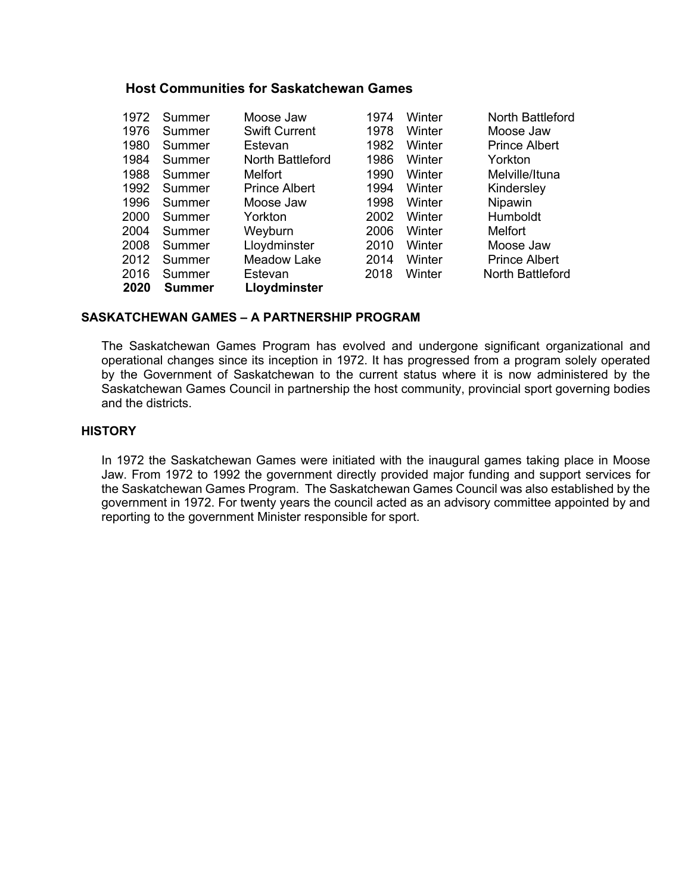### Host Communities for Saskatchewan Games

| | | | | | |
|---|---|---|---|---|---|
| 1972 | Summer | Moose Jaw | 1974 | Winter | North Battleford |
| 1976 | Summer | Swift Current | 1978 | Winter | Moose Jaw |
| 1980 | Summer | Estevan | 1982 | Winter | Prince Albert |
| 1984 | Summer | North Battleford | 1986 | Winter | Yorkton |
| 1988 | Summer | Melfort | 1990 | Winter | Melville/Ituna |
| 1992 | Summer | Prince Albert | 1994 | Winter | Kindersley |
| 1996 | Summer | Moose Jaw | 1998 | Winter | Nipawin |
| 2000 | Summer | Yorkton | 2002 | Winter | Humboldt |
| 2004 | Summer | Weyburn | 2006 | Winter | Melfort |
| 2008 | Summer | Lloydminster | 2010 | Winter | Moose Jaw |
| 2012 | Summer | Meadow Lake | 2014 | Winter | Prince Albert |
| 2016 | Summer | Estevan | 2018 | Winter | North Battleford |
| **2020** | **Summer** | **Lloydminster** | | | |

## SASKATCHEWAN GAMES – A PARTNERSHIP PROGRAM

The Saskatchewan Games Program has evolved and undergone significant organizational and operational changes since its inception in 1972. It has progressed from a program solely operated by the Government of Saskatchewan to the current status where it is now administered by the Saskatchewan Games Council in partnership the host community, provincial sport governing bodies and the districts.

## HISTORY

In 1972 the Saskatchewan Games were initiated with the inaugural games taking place in Moose Jaw. From 1972 to 1992 the government directly provided major funding and support services for the Saskatchewan Games Program. The Saskatchewan Games Council was also established by the government in 1972. For twenty years the council acted as an advisory committee appointed by and reporting to the government Minister responsible for sport.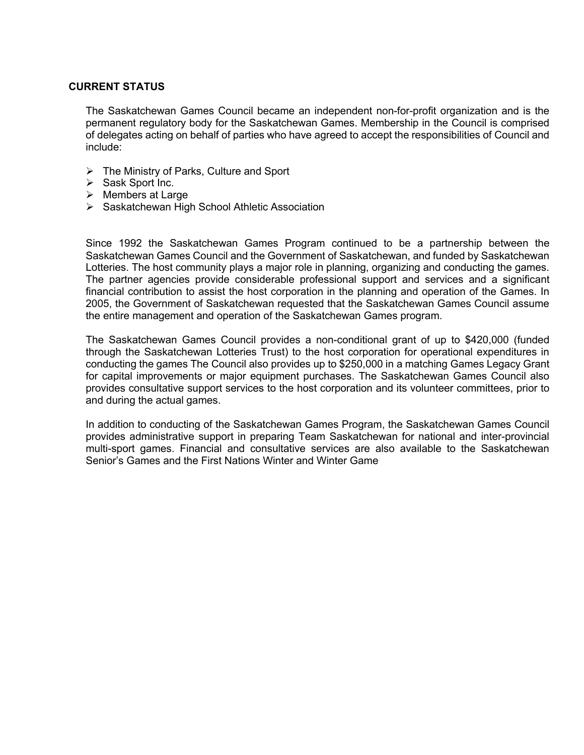## CURRENT STATUS

The Saskatchewan Games Council became an independent non-for-profit organization and is the permanent regulatory body for the Saskatchewan Games. Membership in the Council is comprised of delegates acting on behalf of parties who have agreed to accept the responsibilities of Council and include:

- The Ministry of Parks, Culture and Sport
- Sask Sport Inc.
- Members at Large
- Saskatchewan High School Athletic Association

Since 1992 the Saskatchewan Games Program continued to be a partnership between the Saskatchewan Games Council and the Government of Saskatchewan, and funded by Saskatchewan Lotteries. The host community plays a major role in planning, organizing and conducting the games. The partner agencies provide considerable professional support and services and a significant financial contribution to assist the host corporation in the planning and operation of the Games. In 2005, the Government of Saskatchewan requested that the Saskatchewan Games Council assume the entire management and operation of the Saskatchewan Games program.

The Saskatchewan Games Council provides a non-conditional grant of up to $420,000 (funded through the Saskatchewan Lotteries Trust) to the host corporation for operational expenditures in conducting the games The Council also provides up to $250,000 in a matching Games Legacy Grant for capital improvements or major equipment purchases. The Saskatchewan Games Council also provides consultative support services to the host corporation and its volunteer committees, prior to and during the actual games.

In addition to conducting of the Saskatchewan Games Program, the Saskatchewan Games Council provides administrative support in preparing Team Saskatchewan for national and inter-provincial multi-sport games. Financial and consultative services are also available to the Saskatchewan Senior's Games and the First Nations Winter and Winter Game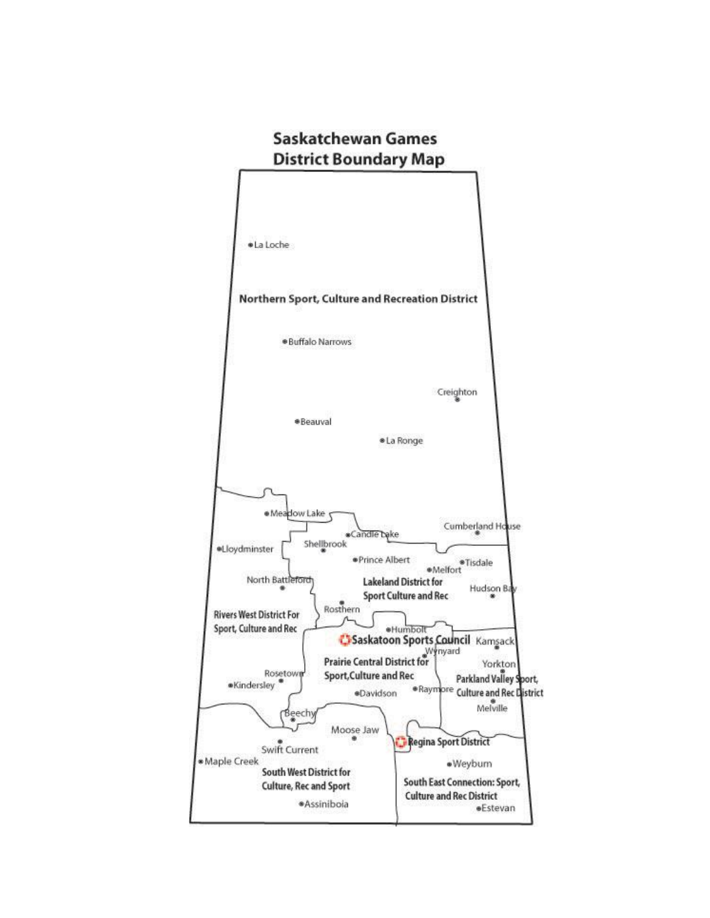# Saskatchewan Games District Boundary Map

La Loche

**Northern Sport, Culture and Recreation District**

Buffalo Narrows

Creighton

Beauval

La Ronge

Meadow Lake

Cumberland House

Candle Lake

Shellbrook

Lloydminster

Prince Albert

Tisdale

Melfort

North Battleford

**Lakeland District for Sport Culture and Rec**

Hudson Bay

Rosthern

**Rivers West District For Sport, Culture and Rec**

Humboldt

**Saskatoon Sports Council**

Kamsack

Wynyard

**Prairie Central District for Sport,Culture and Rec**

Yorkton

Rosetown

**Parkland Valley Sport, Culture and Rec District**

Kindersley

Davidson

Raymore

Melville

Beechy

Moose Jaw

Swift Current

**Regina Sport District**

Maple Creek

Weyburn

**South West District for Culture, Rec and Sport**

**South East Connection: Sport, Culture and Rec District**

Assiniboia

Estevan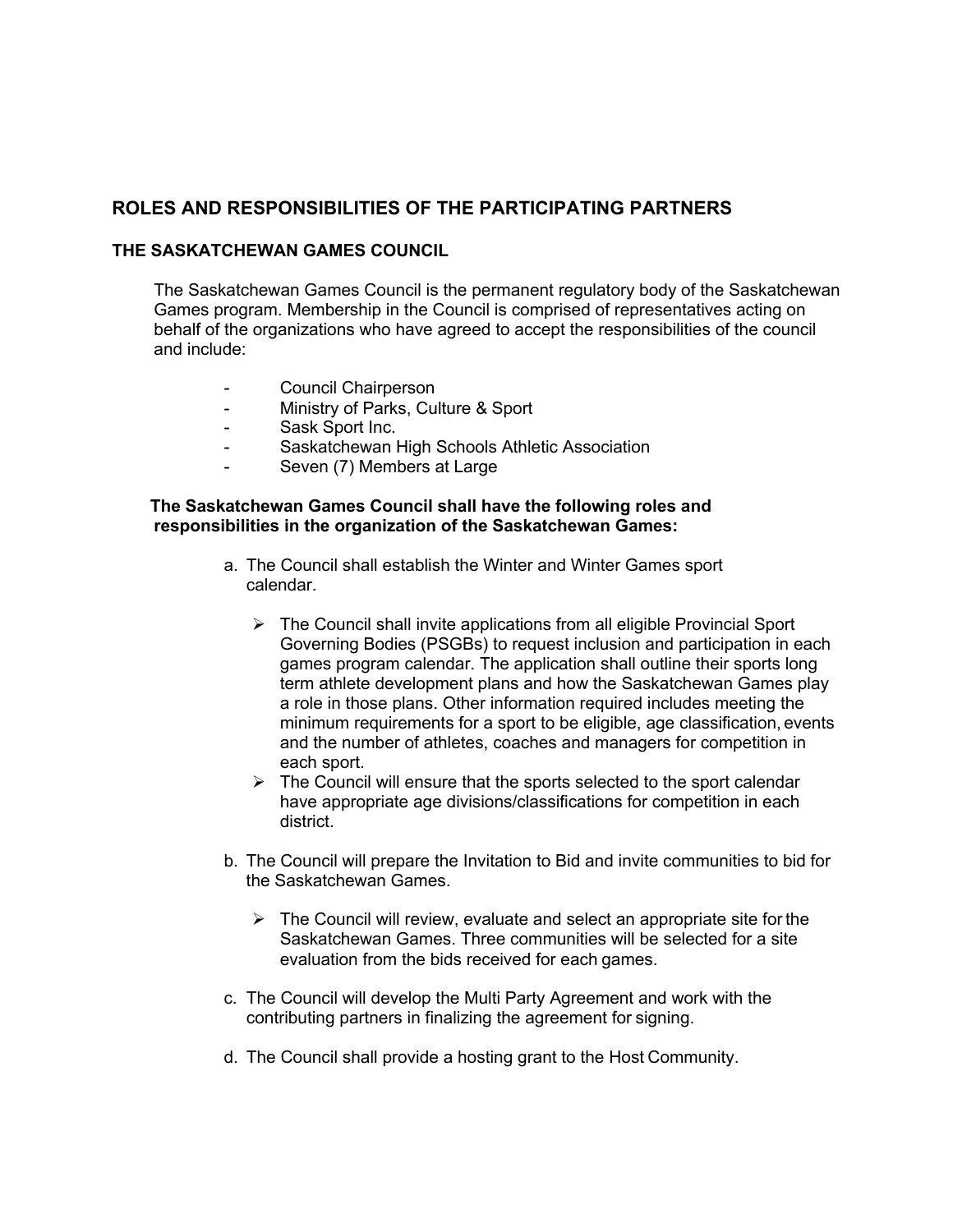## ROLES AND RESPONSIBILITIES OF THE PARTICIPATING PARTNERS

### THE SASKATCHEWAN GAMES COUNCIL

The Saskatchewan Games Council is the permanent regulatory body of the Saskatchewan Games program. Membership in the Council is comprised of representatives acting on behalf of the organizations who have agreed to accept the responsibilities of the council and include:

- Council Chairperson
- Ministry of Parks, Culture & Sport
- Sask Sport Inc.
- Saskatchewan High Schools Athletic Association
- Seven (7) Members at Large

**The Saskatchewan Games Council shall have the following roles and responsibilities in the organization of the Saskatchewan Games:**

a. The Council shall establish the Winter and Winter Games sport calendar.

   - The Council shall invite applications from all eligible Provincial Sport Governing Bodies (PSGBs) to request inclusion and participation in each games program calendar. The application shall outline their sports long term athlete development plans and how the Saskatchewan Games play a role in those plans. Other information required includes meeting the minimum requirements for a sport to be eligible, age classification, events and the number of athletes, coaches and managers for competition in each sport.
   - The Council will ensure that the sports selected to the sport calendar have appropriate age divisions/classifications for competition in each district.

b. The Council will prepare the Invitation to Bid and invite communities to bid for the Saskatchewan Games.

   - The Council will review, evaluate and select an appropriate site for the Saskatchewan Games. Three communities will be selected for a site evaluation from the bids received for each games.

c. The Council will develop the Multi Party Agreement and work with the contributing partners in finalizing the agreement for signing.

d. The Council shall provide a hosting grant to the Host Community.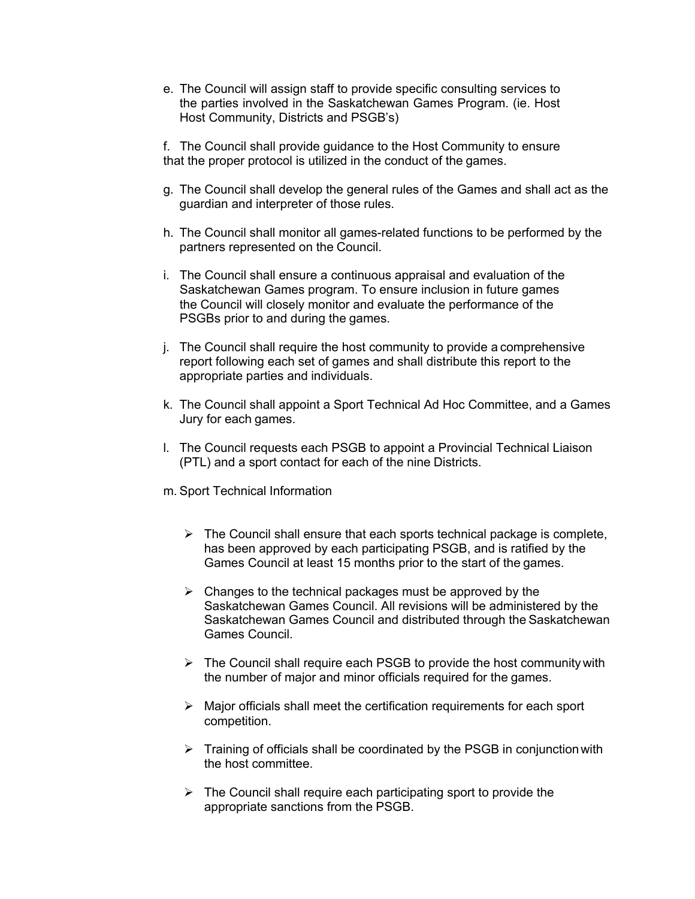e. The Council will assign staff to provide specific consulting services to the parties involved in the Saskatchewan Games Program. (ie. Host Host Community, Districts and PSGB's)

f. The Council shall provide guidance to the Host Community to ensure that the proper protocol is utilized in the conduct of the games.

g. The Council shall develop the general rules of the Games and shall act as the guardian and interpreter of those rules.

h. The Council shall monitor all games-related functions to be performed by the partners represented on the Council.

i. The Council shall ensure a continuous appraisal and evaluation of the Saskatchewan Games program. To ensure inclusion in future games the Council will closely monitor and evaluate the performance of the PSGBs prior to and during the games.

j. The Council shall require the host community to provide a comprehensive report following each set of games and shall distribute this report to the appropriate parties and individuals.

k. The Council shall appoint a Sport Technical Ad Hoc Committee, and a Games Jury for each games.

l. The Council requests each PSGB to appoint a Provincial Technical Liaison (PTL) and a sport contact for each of the nine Districts.

m. Sport Technical Information

- The Council shall ensure that each sports technical package is complete, has been approved by each participating PSGB, and is ratified by the Games Council at least 15 months prior to the start of the games.
- Changes to the technical packages must be approved by the Saskatchewan Games Council. All revisions will be administered by the Saskatchewan Games Council and distributed through the Saskatchewan Games Council.
- The Council shall require each PSGB to provide the host community with the number of major and minor officials required for the games.
- Major officials shall meet the certification requirements for each sport competition.
- Training of officials shall be coordinated by the PSGB in conjunction with the host committee.
- The Council shall require each participating sport to provide the appropriate sanctions from the PSGB.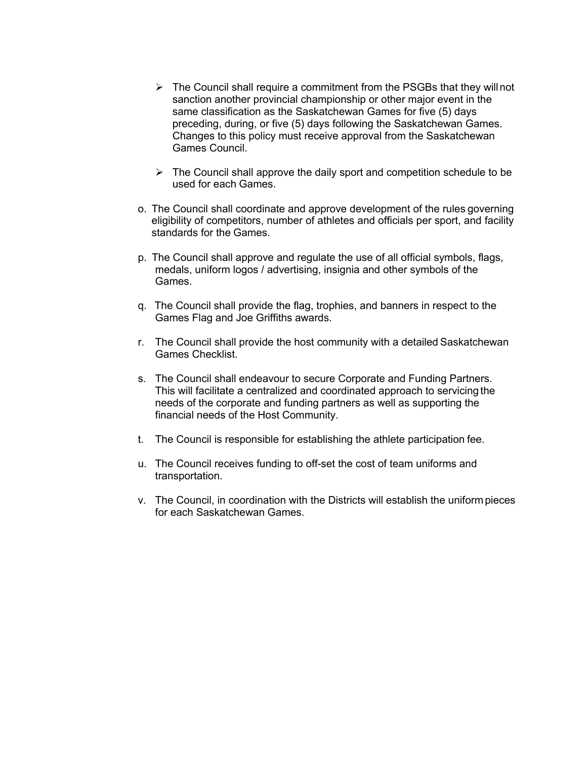- The Council shall require a commitment from the PSGBs that they will not sanction another provincial championship or other major event in the same classification as the Saskatchewan Games for five (5) days preceding, during, or five (5) days following the Saskatchewan Games. Changes to this policy must receive approval from the Saskatchewan Games Council.

- The Council shall approve the daily sport and competition schedule to be used for each Games.

o. The Council shall coordinate and approve development of the rules governing eligibility of competitors, number of athletes and officials per sport, and facility standards for the Games.

p. The Council shall approve and regulate the use of all official symbols, flags, medals, uniform logos / advertising, insignia and other symbols of the Games.

q. The Council shall provide the flag, trophies, and banners in respect to the Games Flag and Joe Griffiths awards.

r. The Council shall provide the host community with a detailed Saskatchewan Games Checklist.

s. The Council shall endeavour to secure Corporate and Funding Partners. This will facilitate a centralized and coordinated approach to servicing the needs of the corporate and funding partners as well as supporting the financial needs of the Host Community.

t. The Council is responsible for establishing the athlete participation fee.

u. The Council receives funding to off-set the cost of team uniforms and transportation.

v. The Council, in coordination with the Districts will establish the uniform pieces for each Saskatchewan Games.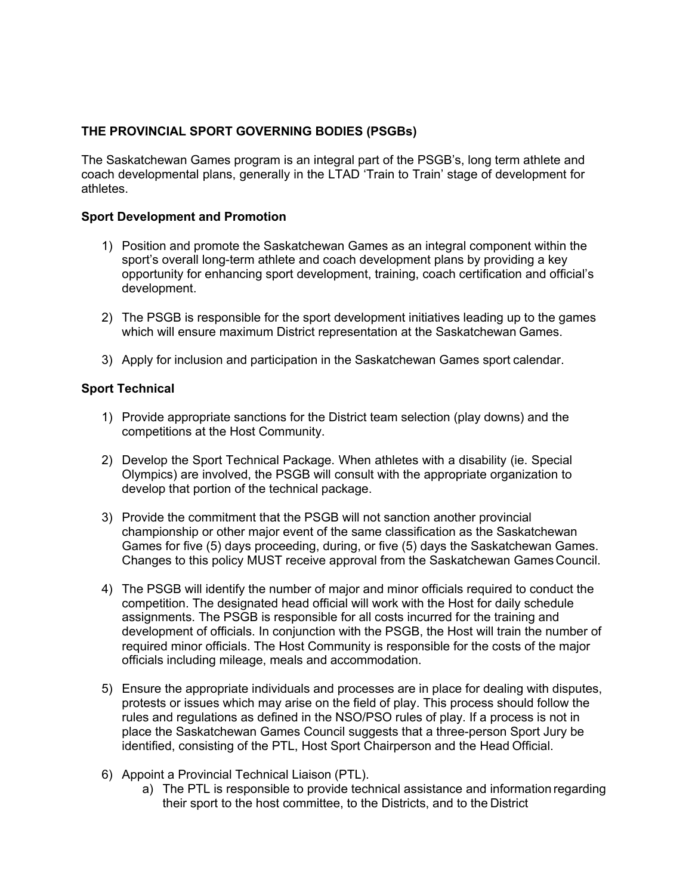**THE PROVINCIAL SPORT GOVERNING BODIES (PSGBs)**

The Saskatchewan Games program is an integral part of the PSGB's, long term athlete and coach developmental plans, generally in the LTAD 'Train to Train' stage of development for athletes.

**Sport Development and Promotion**

1) Position and promote the Saskatchewan Games as an integral component within the sport's overall long-term athlete and coach development plans by providing a key opportunity for enhancing sport development, training, coach certification and official's development.

2) The PSGB is responsible for the sport development initiatives leading up to the games which will ensure maximum District representation at the Saskatchewan Games.

3) Apply for inclusion and participation in the Saskatchewan Games sport calendar.

**Sport Technical**

1) Provide appropriate sanctions for the District team selection (play downs) and the competitions at the Host Community.

2) Develop the Sport Technical Package. When athletes with a disability (ie. Special Olympics) are involved, the PSGB will consult with the appropriate organization to develop that portion of the technical package.

3) Provide the commitment that the PSGB will not sanction another provincial championship or other major event of the same classification as the Saskatchewan Games for five (5) days proceeding, during, or five (5) days the Saskatchewan Games. Changes to this policy MUST receive approval from the Saskatchewan Games Council.

4) The PSGB will identify the number of major and minor officials required to conduct the competition. The designated head official will work with the Host for daily schedule assignments. The PSGB is responsible for all costs incurred for the training and development of officials. In conjunction with the PSGB, the Host will train the number of required minor officials. The Host Community is responsible for the costs of the major officials including mileage, meals and accommodation.

5) Ensure the appropriate individuals and processes are in place for dealing with disputes, protests or issues which may arise on the field of play. This process should follow the rules and regulations as defined in the NSO/PSO rules of play. If a process is not in place the Saskatchewan Games Council suggests that a three-person Sport Jury be identified, consisting of the PTL, Host Sport Chairperson and the Head Official.

6) Appoint a Provincial Technical Liaison (PTL).
   a) The PTL is responsible to provide technical assistance and information regarding their sport to the host committee, to the Districts, and to the District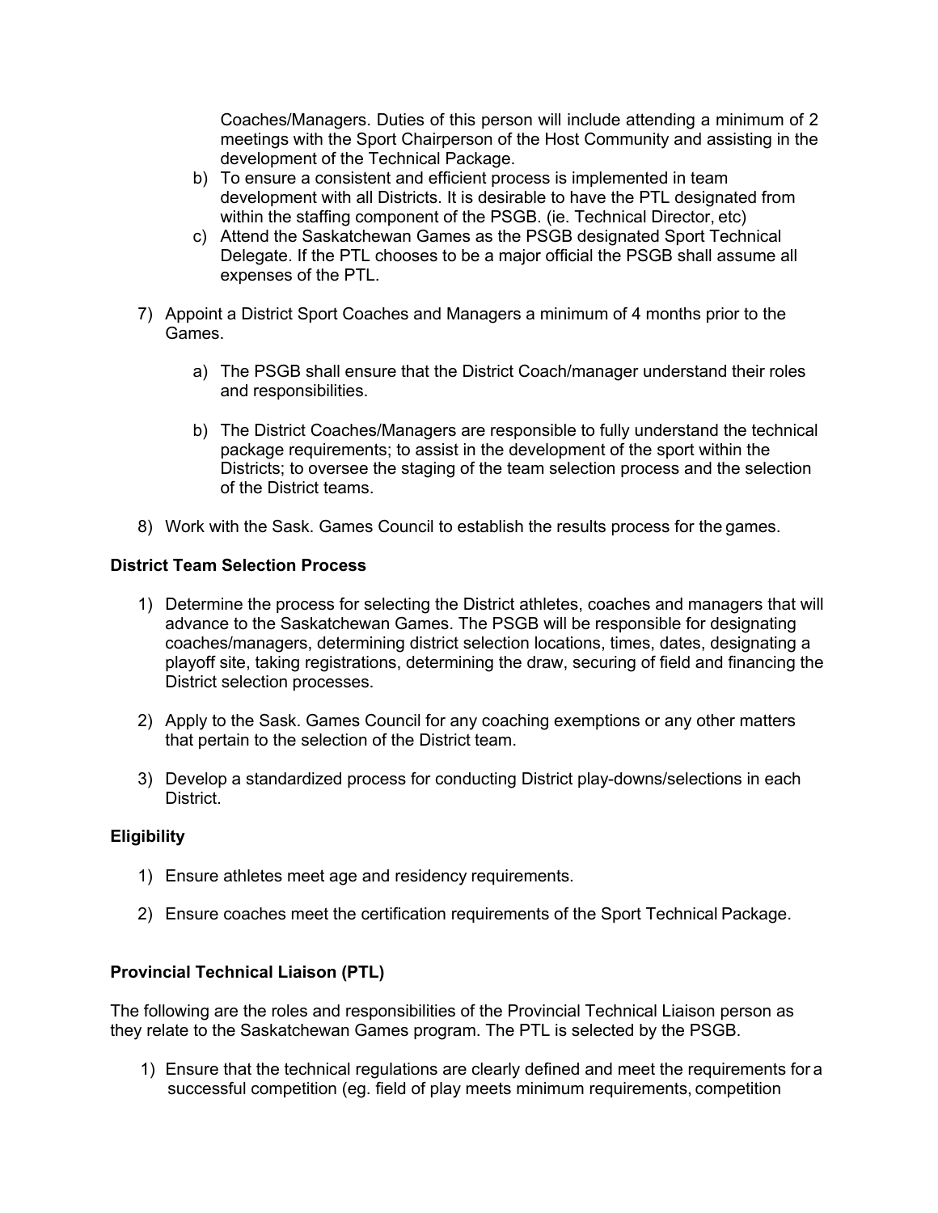Coaches/Managers. Duties of this person will include attending a minimum of 2 meetings with the Sport Chairperson of the Host Community and assisting in the development of the Technical Package.

b) To ensure a consistent and efficient process is implemented in team development with all Districts. It is desirable to have the PTL designated from within the staffing component of the PSGB. (ie. Technical Director, etc)

c) Attend the Saskatchewan Games as the PSGB designated Sport Technical Delegate. If the PTL chooses to be a major official the PSGB shall assume all expenses of the PTL.

7) Appoint a District Sport Coaches and Managers a minimum of 4 months prior to the Games.

   a) The PSGB shall ensure that the District Coach/manager understand their roles and responsibilities.

   b) The District Coaches/Managers are responsible to fully understand the technical package requirements; to assist in the development of the sport within the Districts; to oversee the staging of the team selection process and the selection of the District teams.

8) Work with the Sask. Games Council to establish the results process for the games.

**District Team Selection Process**

1) Determine the process for selecting the District athletes, coaches and managers that will advance to the Saskatchewan Games. The PSGB will be responsible for designating coaches/managers, determining district selection locations, times, dates, designating a playoff site, taking registrations, determining the draw, securing of field and financing the District selection processes.

2) Apply to the Sask. Games Council for any coaching exemptions or any other matters that pertain to the selection of the District team.

3) Develop a standardized process for conducting District play-downs/selections in each District.

**Eligibility**

1) Ensure athletes meet age and residency requirements.

2) Ensure coaches meet the certification requirements of the Sport Technical Package.

**Provincial Technical Liaison (PTL)**

The following are the roles and responsibilities of the Provincial Technical Liaison person as they relate to the Saskatchewan Games program. The PTL is selected by the PSGB.

1) Ensure that the technical regulations are clearly defined and meet the requirements for a successful competition (eg. field of play meets minimum requirements, competition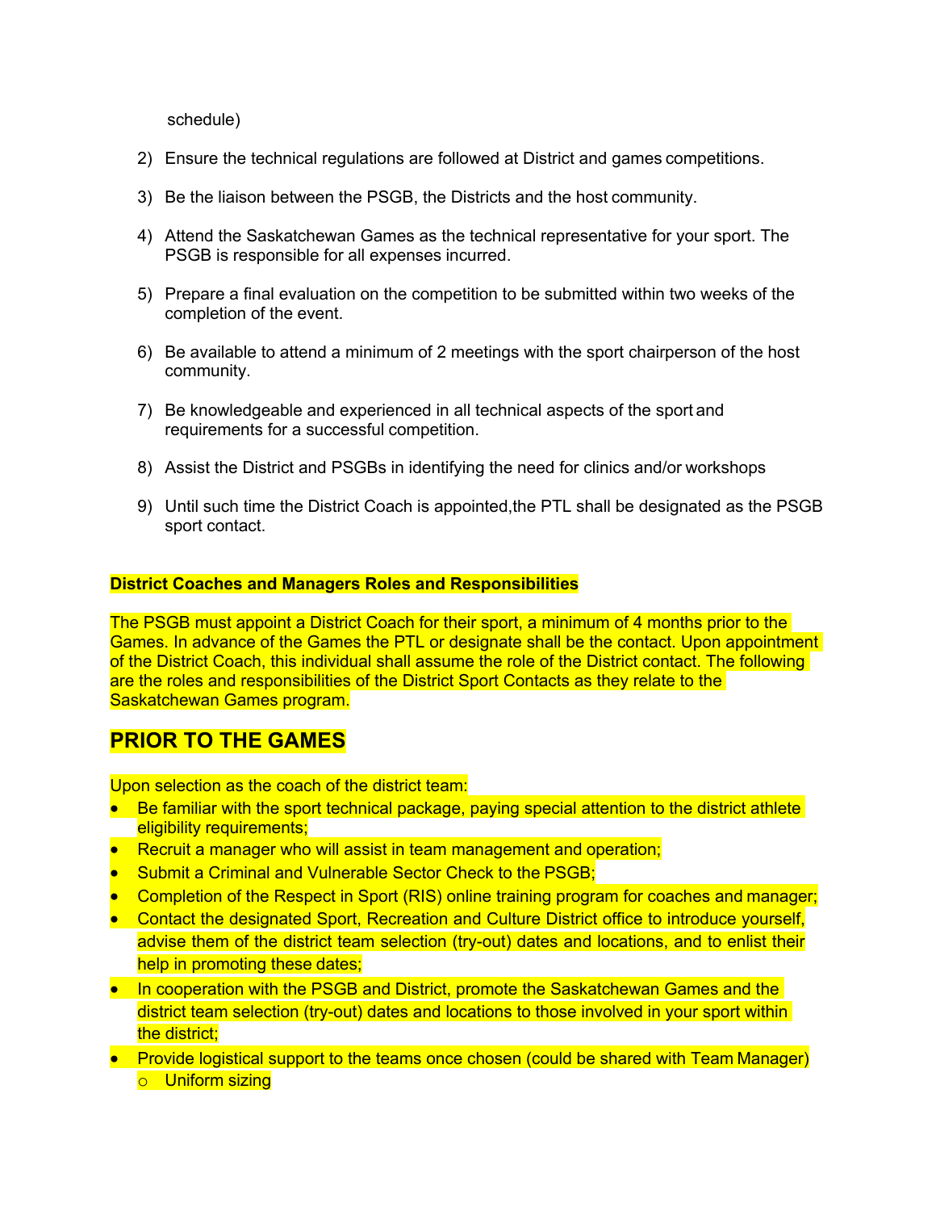schedule)

2) Ensure the technical regulations are followed at District and games competitions.

3) Be the liaison between the PSGB, the Districts and the host community.

4) Attend the Saskatchewan Games as the technical representative for your sport. The PSGB is responsible for all expenses incurred.

5) Prepare a final evaluation on the competition to be submitted within two weeks of the completion of the event.

6) Be available to attend a minimum of 2 meetings with the sport chairperson of the host community.

7) Be knowledgeable and experienced in all technical aspects of the sport and requirements for a successful competition.

8) Assist the District and PSGBs in identifying the need for clinics and/or workshops

9) Until such time the District Coach is appointed,the PTL shall be designated as the PSGB sport contact.

**District Coaches and Managers Roles and Responsibilities**

The PSGB must appoint a District Coach for their sport, a minimum of 4 months prior to the Games. In advance of the Games the PTL or designate shall be the contact. Upon appointment of the District Coach, this individual shall assume the role of the District contact. The following are the roles and responsibilities of the District Sport Contacts as they relate to the Saskatchewan Games program.

## PRIOR TO THE GAMES

Upon selection as the coach of the district team:

- Be familiar with the sport technical package, paying special attention to the district athlete eligibility requirements;
- Recruit a manager who will assist in team management and operation;
- Submit a Criminal and Vulnerable Sector Check to the PSGB;
- Completion of the Respect in Sport (RIS) online training program for coaches and manager;
- Contact the designated Sport, Recreation and Culture District office to introduce yourself, advise them of the district team selection (try-out) dates and locations, and to enlist their help in promoting these dates;
- In cooperation with the PSGB and District, promote the Saskatchewan Games and the district team selection (try-out) dates and locations to those involved in your sport within the district;
- Provide logistical support to the teams once chosen (could be shared with Team Manager)
    - Uniform sizing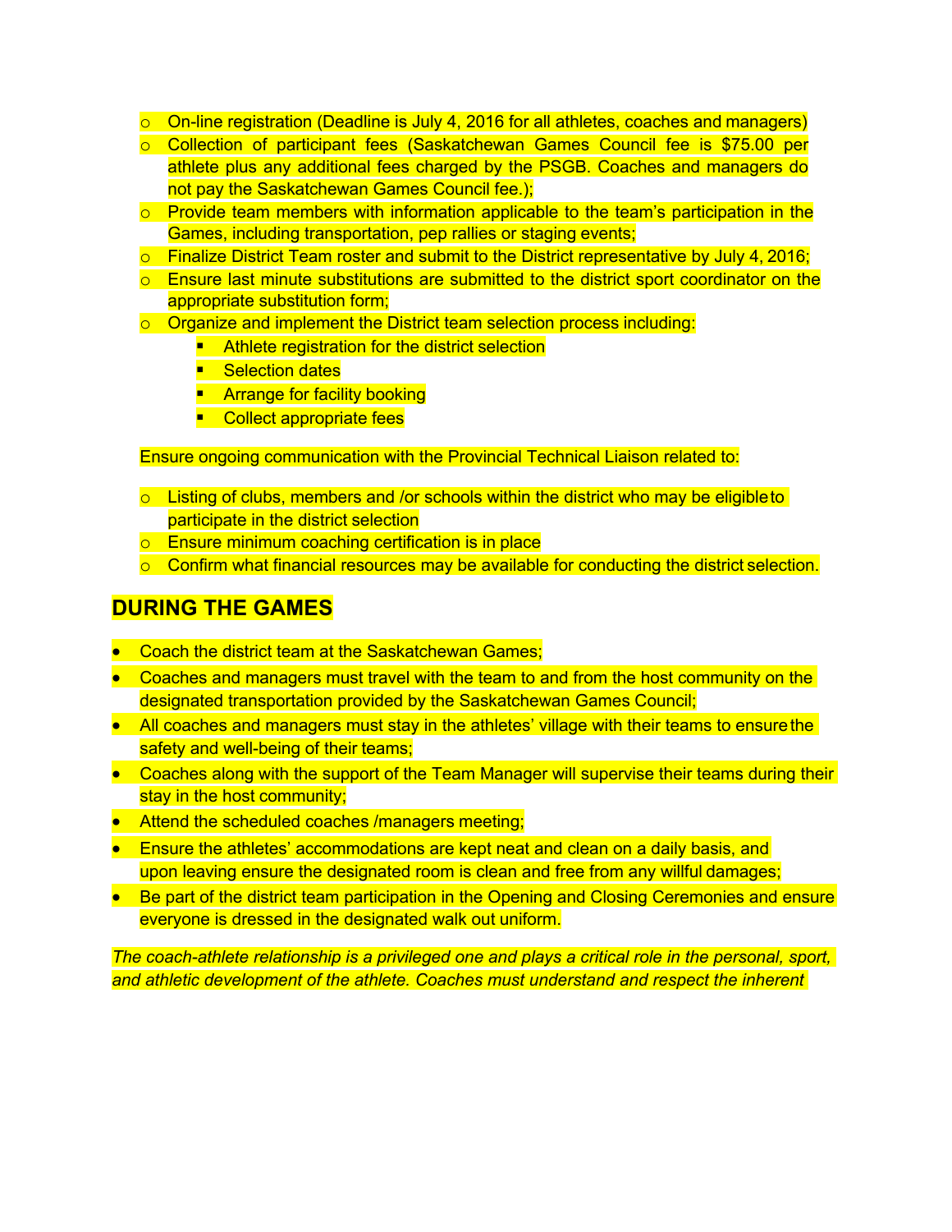- On-line registration (Deadline is July 4, 2016 for all athletes, coaches and managers)
- Collection of participant fees (Saskatchewan Games Council fee is $75.00 per athlete plus any additional fees charged by the PSGB. Coaches and managers do not pay the Saskatchewan Games Council fee.);
- Provide team members with information applicable to the team's participation in the Games, including transportation, pep rallies or staging events;
- Finalize District Team roster and submit to the District representative by July 4, 2016;
- Ensure last minute substitutions are submitted to the district sport coordinator on the appropriate substitution form;
- Organize and implement the District team selection process including:
    - Athlete registration for the district selection
    - Selection dates
    - Arrange for facility booking
    - Collect appropriate fees

Ensure ongoing communication with the Provincial Technical Liaison related to:

- Listing of clubs, members and /or schools within the district who may be eligible to participate in the district selection
- Ensure minimum coaching certification is in place
- Confirm what financial resources may be available for conducting the district selection.

## DURING THE GAMES

- Coach the district team at the Saskatchewan Games;
- Coaches and managers must travel with the team to and from the host community on the designated transportation provided by the Saskatchewan Games Council;
- All coaches and managers must stay in the athletes' village with their teams to ensure the safety and well-being of their teams;
- Coaches along with the support of the Team Manager will supervise their teams during their stay in the host community;
- Attend the scheduled coaches /managers meeting;
- Ensure the athletes' accommodations are kept neat and clean on a daily basis, and upon leaving ensure the designated room is clean and free from any willful damages;
- Be part of the district team participation in the Opening and Closing Ceremonies and ensure everyone is dressed in the designated walk out uniform.

*The coach-athlete relationship is a privileged one and plays a critical role in the personal, sport, and athletic development of the athlete. Coaches must understand and respect the inherent*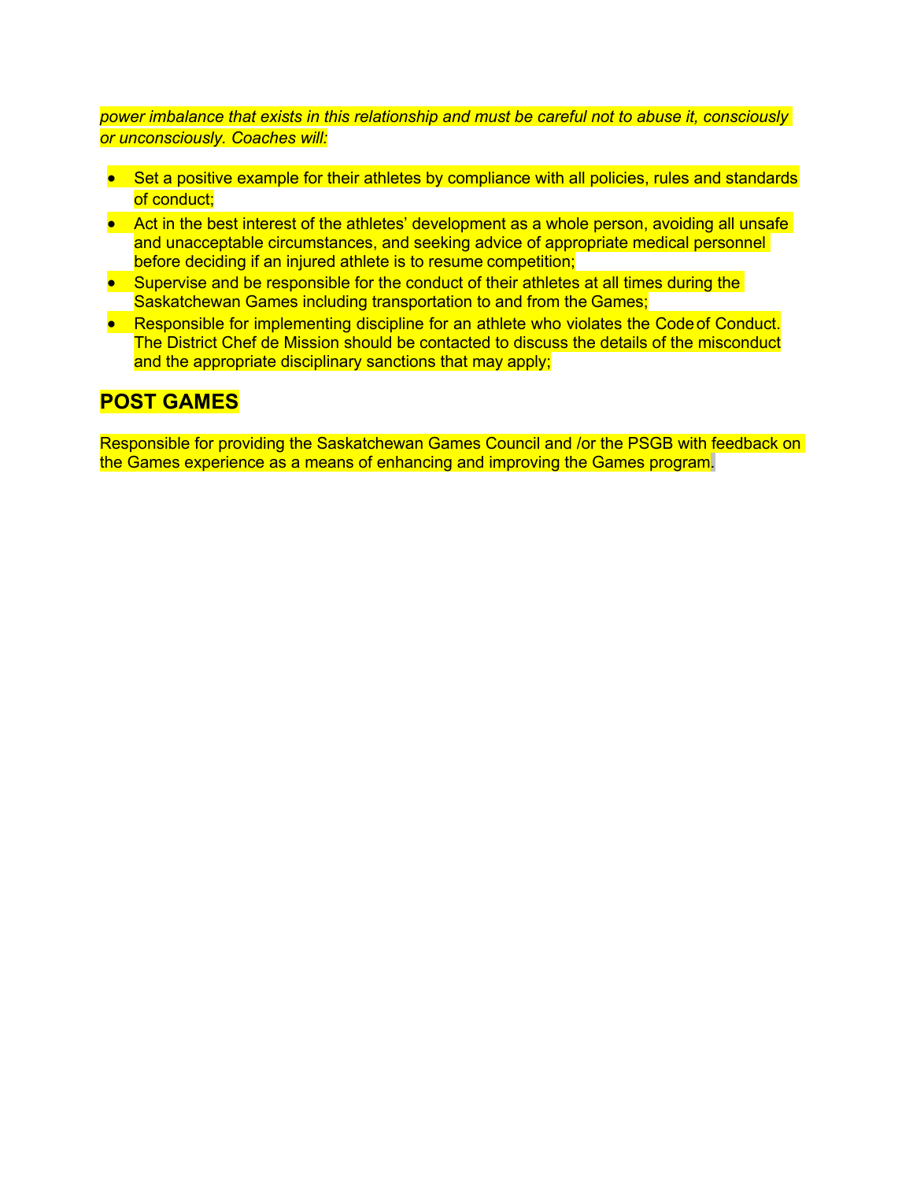*power imbalance that exists in this relationship and must be careful not to abuse it, consciously or unconsciously. Coaches will:*

- Set a positive example for their athletes by compliance with all policies, rules and standards of conduct;
- Act in the best interest of the athletes' development as a whole person, avoiding all unsafe and unacceptable circumstances, and seeking advice of appropriate medical personnel before deciding if an injured athlete is to resume competition;
- Supervise and be responsible for the conduct of their athletes at all times during the Saskatchewan Games including transportation to and from the Games;
- Responsible for implementing discipline for an athlete who violates the Code of Conduct. The District Chef de Mission should be contacted to discuss the details of the misconduct and the appropriate disciplinary sanctions that may apply;

## POST GAMES

Responsible for providing the Saskatchewan Games Council and /or the PSGB with feedback on the Games experience as a means of enhancing and improving the Games program.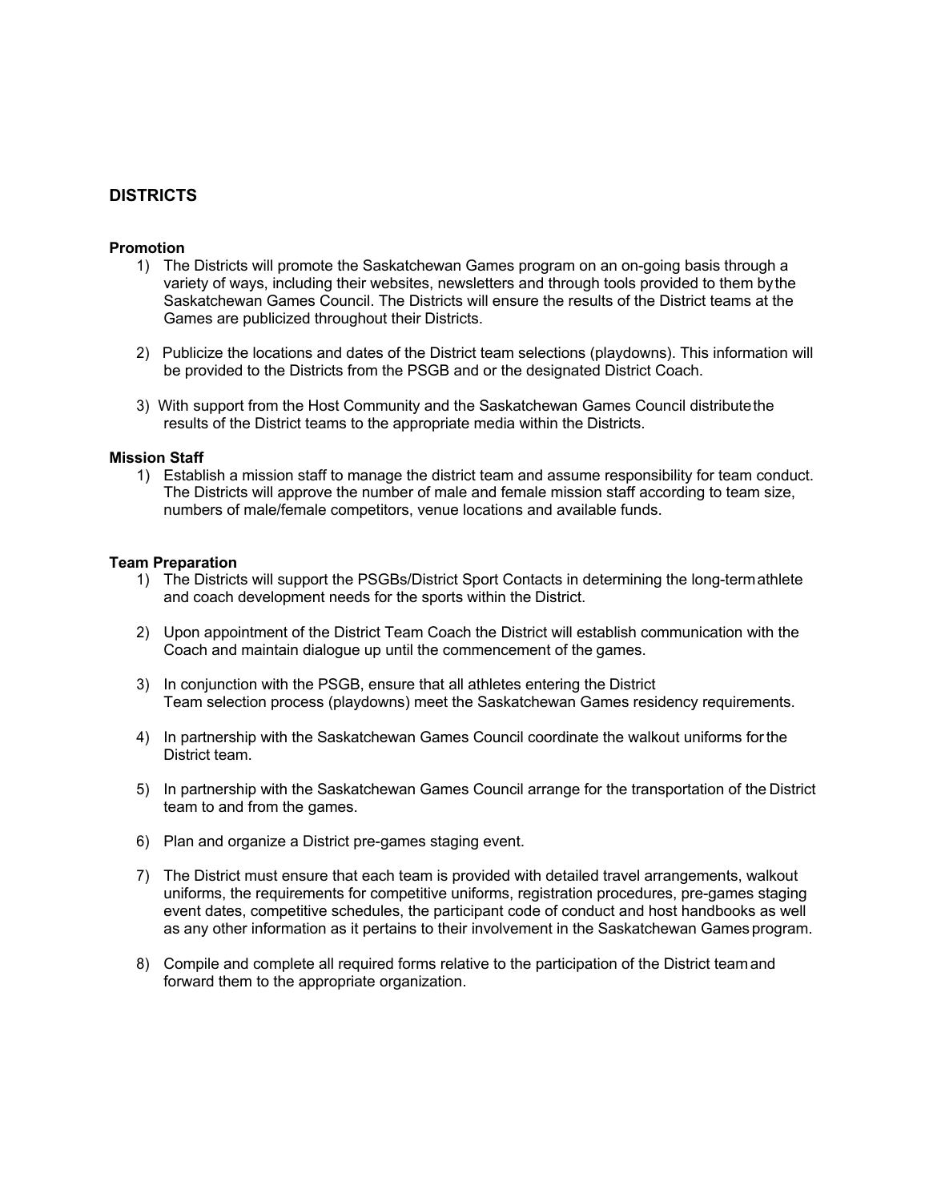## DISTRICTS

### Promotion

1) The Districts will promote the Saskatchewan Games program on an on-going basis through a variety of ways, including their websites, newsletters and through tools provided to them by the Saskatchewan Games Council. The Districts will ensure the results of the District teams at the Games are publicized throughout their Districts.

2) Publicize the locations and dates of the District team selections (playdowns). This information will be provided to the Districts from the PSGB and or the designated District Coach.

3) With support from the Host Community and the Saskatchewan Games Council distribute the results of the District teams to the appropriate media within the Districts.

### Mission Staff

1) Establish a mission staff to manage the district team and assume responsibility for team conduct. The Districts will approve the number of male and female mission staff according to team size, numbers of male/female competitors, venue locations and available funds.

### Team Preparation

1) The Districts will support the PSGBs/District Sport Contacts in determining the long-term athlete and coach development needs for the sports within the District.

2) Upon appointment of the District Team Coach the District will establish communication with the Coach and maintain dialogue up until the commencement of the games.

3) In conjunction with the PSGB, ensure that all athletes entering the District Team selection process (playdowns) meet the Saskatchewan Games residency requirements.

4) In partnership with the Saskatchewan Games Council coordinate the walkout uniforms for the District team.

5) In partnership with the Saskatchewan Games Council arrange for the transportation of the District team to and from the games.

6) Plan and organize a District pre-games staging event.

7) The District must ensure that each team is provided with detailed travel arrangements, walkout uniforms, the requirements for competitive uniforms, registration procedures, pre-games staging event dates, competitive schedules, the participant code of conduct and host handbooks as well as any other information as it pertains to their involvement in the Saskatchewan Games program.

8) Compile and complete all required forms relative to the participation of the District team and forward them to the appropriate organization.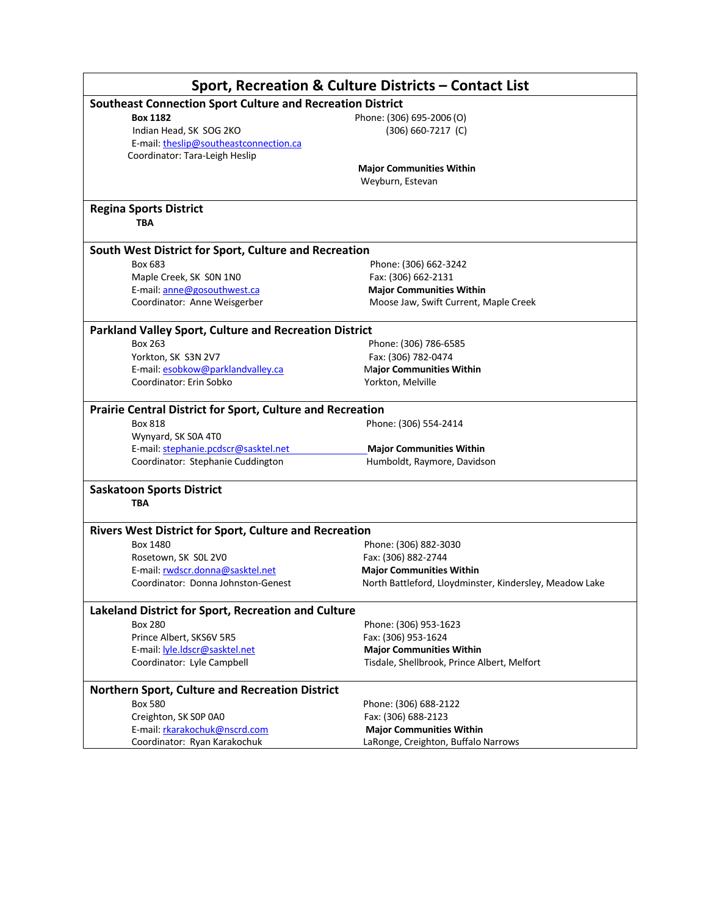# Sport, Recreation & Culture Districts – Contact List

## Southeast Connection Sport Culture and Recreation District

**Box 1182**
Indian Head, SK SOG 2KO
E-mail: theslip@southeastconnection.ca
Coordinator: Tara-Leigh Heslip

Phone: (306) 695-2006 (O)
(306) 660-7217 (C)

**Major Communities Within**
Weyburn, Estevan

## Regina Sports District

**TBA**

## South West District for Sport, Culture and Recreation

Box 683
Maple Creek, SK S0N 1N0
E-mail: anne@gosouthwest.ca
Coordinator: Anne Weisgerber

Phone: (306) 662-3242
Fax: (306) 662-2131

**Major Communities Within**
Moose Jaw, Swift Current, Maple Creek

## Parkland Valley Sport, Culture and Recreation District

Box 263
Yorkton, SK S3N 2V7
E-mail: esobkow@parklandvalley.ca
Coordinator: Erin Sobko

Phone: (306) 786-6585
Fax: (306) 782-0474

**Major Communities Within**
Yorkton, Melville

## Prairie Central District for Sport, Culture and Recreation

Box 818
Wynyard, SK S0A 4T0
E-mail: stephanie.pcdscr@sasktel.net
Coordinator: Stephanie Cuddington

Phone: (306) 554-2414

**Major Communities Within**
Humboldt, Raymore, Davidson

## Saskatoon Sports District

**TBA**

## Rivers West District for Sport, Culture and Recreation

Box 1480
Rosetown, SK S0L 2V0
E-mail: rwdscr.donna@sasktel.net
Coordinator: Donna Johnston-Genest

Phone: (306) 882-3030
Fax: (306) 882-2744

**Major Communities Within**
North Battleford, Lloydminster, Kindersley, Meadow Lake

## Lakeland District for Sport, Recreation and Culture

Box 280
Prince Albert, SKS6V 5R5
E-mail: lyle.ldscr@sasktel.net
Coordinator: Lyle Campbell

Phone: (306) 953-1623
Fax: (306) 953-1624

**Major Communities Within**
Tisdale, Shellbrook, Prince Albert, Melfort

## Northern Sport, Culture and Recreation District

Box 580
Creighton, SK S0P 0A0
E-mail: rkarakochuk@nscrd.com
Coordinator: Ryan Karakochuk

Phone: (306) 688-2122
Fax: (306) 688-2123

**Major Communities Within**
LaRonge, Creighton, Buffalo Narrows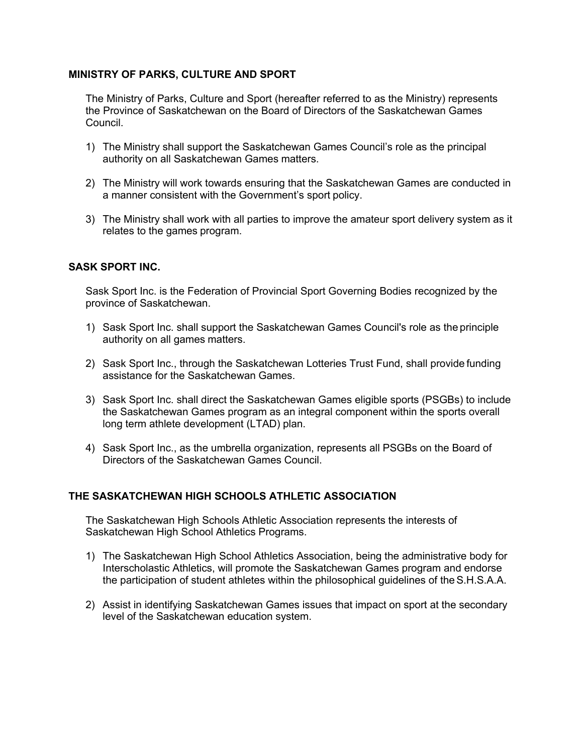## MINISTRY OF PARKS, CULTURE AND SPORT

The Ministry of Parks, Culture and Sport (hereafter referred to as the Ministry) represents the Province of Saskatchewan on the Board of Directors of the Saskatchewan Games Council.

1) The Ministry shall support the Saskatchewan Games Council's role as the principal authority on all Saskatchewan Games matters.

2) The Ministry will work towards ensuring that the Saskatchewan Games are conducted in a manner consistent with the Government's sport policy.

3) The Ministry shall work with all parties to improve the amateur sport delivery system as it relates to the games program.

## SASK SPORT INC.

Sask Sport Inc. is the Federation of Provincial Sport Governing Bodies recognized by the province of Saskatchewan.

1) Sask Sport Inc. shall support the Saskatchewan Games Council's role as the principle authority on all games matters.

2) Sask Sport Inc., through the Saskatchewan Lotteries Trust Fund, shall provide funding assistance for the Saskatchewan Games.

3) Sask Sport Inc. shall direct the Saskatchewan Games eligible sports (PSGBs) to include the Saskatchewan Games program as an integral component within the sports overall long term athlete development (LTAD) plan.

4) Sask Sport Inc., as the umbrella organization, represents all PSGBs on the Board of Directors of the Saskatchewan Games Council.

## THE SASKATCHEWAN HIGH SCHOOLS ATHLETIC ASSOCIATION

The Saskatchewan High Schools Athletic Association represents the interests of Saskatchewan High School Athletics Programs.

1) The Saskatchewan High School Athletics Association, being the administrative body for Interscholastic Athletics, will promote the Saskatchewan Games program and endorse the participation of student athletes within the philosophical guidelines of the S.H.S.A.A.

2) Assist in identifying Saskatchewan Games issues that impact on sport at the secondary level of the Saskatchewan education system.